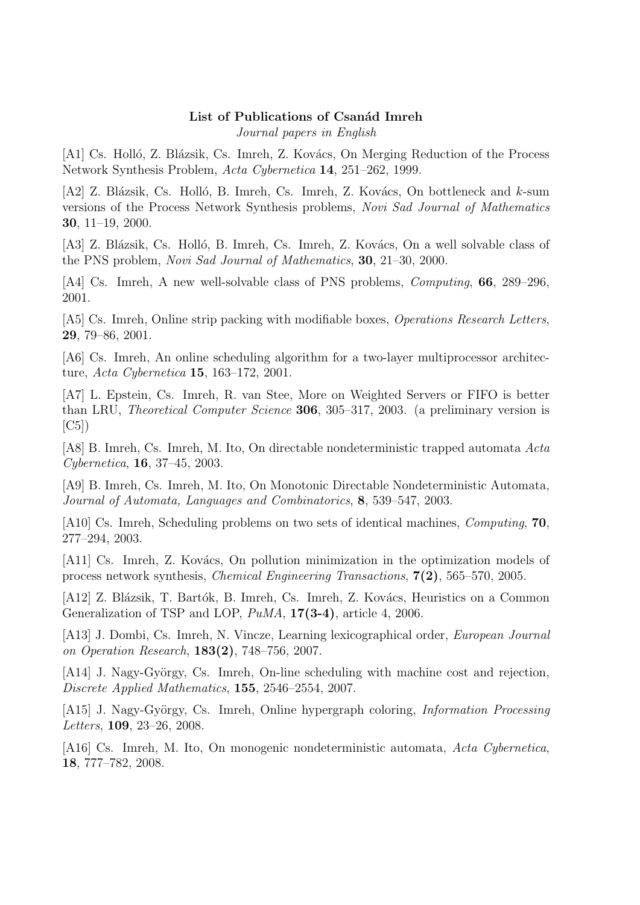**List of Publications of Csanád Imreh**

*Journal papers in English*

[A1] Cs. Holló, Z. Blázsik, Cs. Imreh, Z. Kovács, On Merging Reduction of the Process Network Synthesis Problem, *Acta Cybernetica* **14**, 251–262, 1999.

[A2] Z. Blázsik, Cs. Holló, B. Imreh, Cs. Imreh, Z. Kovács, On bottleneck and $k$-sum versions of the Process Network Synthesis problems, *Novi Sad Journal of Mathematics* **30**, 11–19, 2000.

[A3] Z. Blázsik, Cs. Holló, B. Imreh, Cs. Imreh, Z. Kovács, On a well solvable class of the PNS problem, *Novi Sad Journal of Mathematics*, **30**, 21–30, 2000.

[A4] Cs. Imreh, A new well-solvable class of PNS problems, *Computing*, **66**, 289–296, 2001.

[A5] Cs. Imreh, Online strip packing with modifiable boxes, *Operations Research Letters*, **29**, 79–86, 2001.

[A6] Cs. Imreh, An online scheduling algorithm for a two-layer multiprocessor architecture, *Acta Cybernetica* **15**, 163–172, 2001.

[A7] L. Epstein, Cs. Imreh, R. van Stee, More on Weighted Servers or FIFO is better than LRU, *Theoretical Computer Science* **306**, 305–317, 2003. (a preliminary version is [C5])

[A8] B. Imreh, Cs. Imreh, M. Ito, On directable nondeterministic trapped automata *Acta Cybernetica*, **16**, 37–45, 2003.

[A9] B. Imreh, Cs. Imreh, M. Ito, On Monotonic Directable Nondeterministic Automata, *Journal of Automata, Languages and Combinatorics*, **8**, 539–547, 2003.

[A10] Cs. Imreh, Scheduling problems on two sets of identical machines, *Computing*, **70**, 277–294, 2003.

[A11] Cs. Imreh, Z. Kovács, On pollution minimization in the optimization models of process network synthesis, *Chemical Engineering Transactions*, **7(2)**, 565–570, 2005.

[A12] Z. Blázsik, T. Bartók, B. Imreh, Cs. Imreh, Z. Kovács, Heuristics on a Common Generalization of TSP and LOP, *PuMA*, **17(3-4)**, article 4, 2006.

[A13] J. Dombi, Cs. Imreh, N. Vincze, Learning lexicographical order, *European Journal on Operation Research*, **183(2)**, 748–756, 2007.

[A14] J. Nagy-György, Cs. Imreh, On-line scheduling with machine cost and rejection, *Discrete Applied Mathematics*, **155**, 2546–2554, 2007.

[A15] J. Nagy-György, Cs. Imreh, Online hypergraph coloring, *Information Processing Letters*, **109**, 23–26, 2008.

[A16] Cs. Imreh, M. Ito, On monogenic nondeterministic automata, *Acta Cybernetica*, **18**, 777–782, 2008.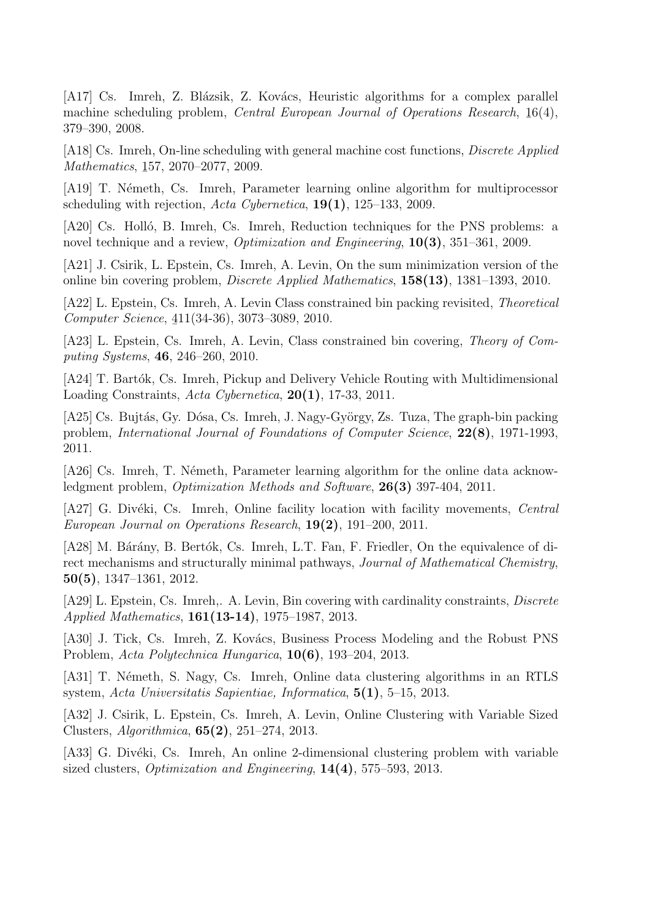[A17] Cs. Imreh, Z. Blázsik, Z. Kovács, Heuristic algorithms for a complex parallel machine scheduling problem, *Central European Journal of Operations Research*, 16(4), 379–390, 2008.

[A18] Cs. Imreh, On-line scheduling with general machine cost functions, *Discrete Applied Mathematics*, 157, 2070–2077, 2009.

[A19] T. Németh, Cs. Imreh, Parameter learning online algorithm for multiprocessor scheduling with rejection, *Acta Cybernetica*, **19(1)**, 125–133, 2009.

[A20] Cs. Holló, B. Imreh, Cs. Imreh, Reduction techniques for the PNS problems: a novel technique and a review, *Optimization and Engineering*, **10(3)**, 351–361, 2009.

[A21] J. Csirik, L. Epstein, Cs. Imreh, A. Levin, On the sum minimization version of the online bin covering problem, *Discrete Applied Mathematics*, **158(13)**, 1381–1393, 2010.

[A22] L. Epstein, Cs. Imreh, A. Levin Class constrained bin packing revisited, *Theoretical Computer Science*, 411(34-36), 3073–3089, 2010.

[A23] L. Epstein, Cs. Imreh, A. Levin, Class constrained bin covering, *Theory of Computing Systems*, **46**, 246–260, 2010.

[A24] T. Bartók, Cs. Imreh, Pickup and Delivery Vehicle Routing with Multidimensional Loading Constraints, *Acta Cybernetica*, **20(1)**, 17-33, 2011.

[A25] Cs. Bujtás, Gy. Dósa, Cs. Imreh, J. Nagy-György, Zs. Tuza, The graph-bin packing problem, *International Journal of Foundations of Computer Science*, **22(8)**, 1971-1993, 2011.

[A26] Cs. Imreh, T. Németh, Parameter learning algorithm for the online data acknowledgment problem, *Optimization Methods and Software*, **26(3)** 397-404, 2011.

[A27] G. Divéki, Cs. Imreh, Online facility location with facility movements, *Central European Journal on Operations Research*, **19(2)**, 191–200, 2011.

[A28] M. Bárány, B. Bertók, Cs. Imreh, L.T. Fan, F. Friedler, On the equivalence of direct mechanisms and structurally minimal pathways, *Journal of Mathematical Chemistry*, **50(5)**, 1347–1361, 2012.

[A29] L. Epstein, Cs. Imreh,. A. Levin, Bin covering with cardinality constraints, *Discrete Applied Mathematics*, **161(13-14)**, 1975–1987, 2013.

[A30] J. Tick, Cs. Imreh, Z. Kovács, Business Process Modeling and the Robust PNS Problem, *Acta Polytechnica Hungarica*, **10(6)**, 193–204, 2013.

[A31] T. Németh, S. Nagy, Cs. Imreh, Online data clustering algorithms in an RTLS system, *Acta Universitatis Sapientiae, Informatica*, **5(1)**, 5–15, 2013.

[A32] J. Csirik, L. Epstein, Cs. Imreh, A. Levin, Online Clustering with Variable Sized Clusters, *Algorithmica*, **65(2)**, 251–274, 2013.

[A33] G. Divéki, Cs. Imreh, An online 2-dimensional clustering problem with variable sized clusters, *Optimization and Engineering*, **14(4)**, 575–593, 2013.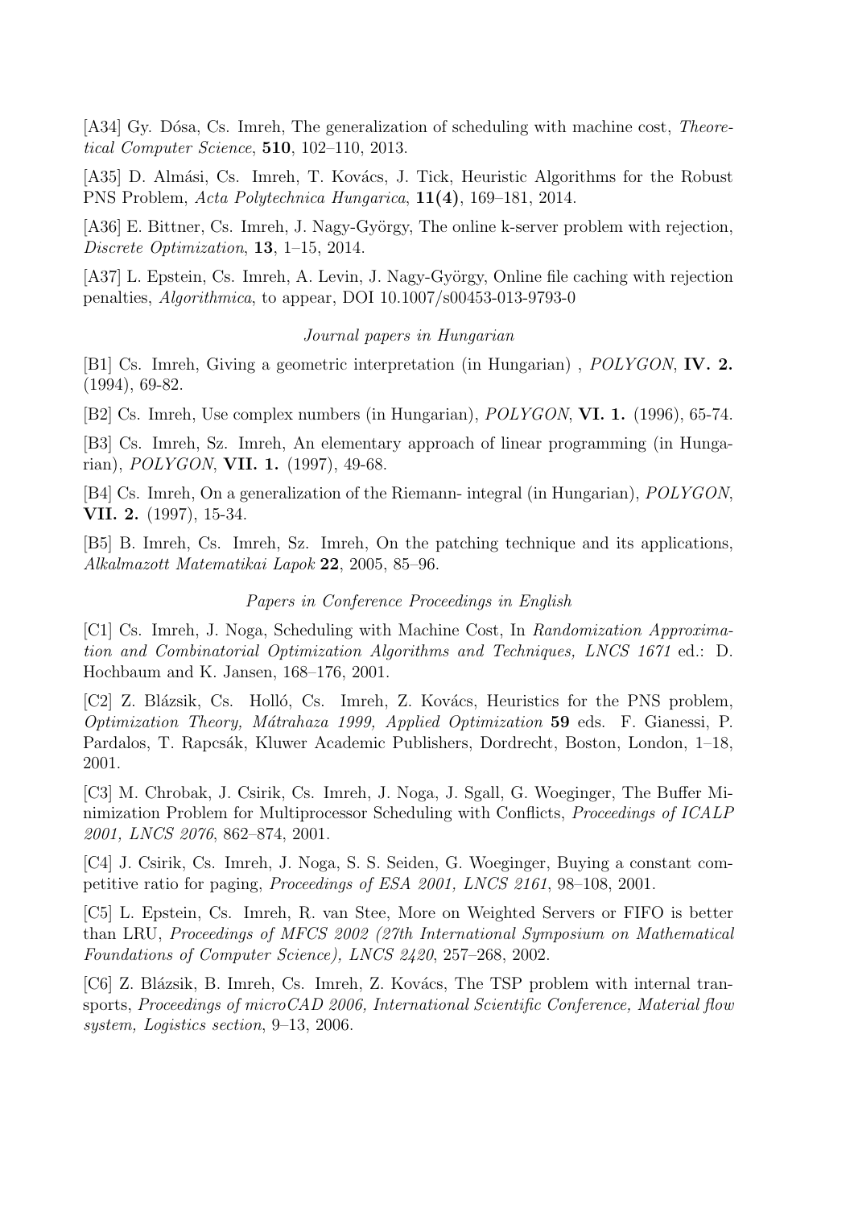[A34] Gy. Dósa, Cs. Imreh, The generalization of scheduling with machine cost, *Theoretical Computer Science*, **510**, 102–110, 2013.

[A35] D. Almási, Cs. Imreh, T. Kovács, J. Tick, Heuristic Algorithms for the Robust PNS Problem, *Acta Polytechnica Hungarica*, **11(4)**, 169–181, 2014.

[A36] E. Bittner, Cs. Imreh, J. Nagy-György, The online k-server problem with rejection, *Discrete Optimization*, **13**, 1–15, 2014.

[A37] L. Epstein, Cs. Imreh, A. Levin, J. Nagy-György, Online file caching with rejection penalties, *Algorithmica*, to appear, DOI 10.1007/s00453-013-9793-0

*Journal papers in Hungarian*

[B1] Cs. Imreh, Giving a geometric interpretation (in Hungarian) , *POLYGON*, **IV. 2.** (1994), 69-82.

[B2] Cs. Imreh, Use complex numbers (in Hungarian), *POLYGON*, **VI. 1.** (1996), 65-74.

[B3] Cs. Imreh, Sz. Imreh, An elementary approach of linear programming (in Hungarian), *POLYGON*, **VII. 1.** (1997), 49-68.

[B4] Cs. Imreh, On a generalization of the Riemann- integral (in Hungarian), *POLYGON*, **VII. 2.** (1997), 15-34.

[B5] B. Imreh, Cs. Imreh, Sz. Imreh, On the patching technique and its applications, *Alkalmazott Matematikai Lapok* **22**, 2005, 85–96.

*Papers in Conference Proceedings in English*

[C1] Cs. Imreh, J. Noga, Scheduling with Machine Cost, In *Randomization Approximation and Combinatorial Optimization Algorithms and Techniques, LNCS 1671* ed.: D. Hochbaum and K. Jansen, 168–176, 2001.

[C2] Z. Blázsik, Cs. Holló, Cs. Imreh, Z. Kovács, Heuristics for the PNS problem, *Optimization Theory, Mátrahaza 1999, Applied Optimization* **59** eds. F. Gianessi, P. Pardalos, T. Rapcsák, Kluwer Academic Publishers, Dordrecht, Boston, London, 1–18, 2001.

[C3] M. Chrobak, J. Csirik, Cs. Imreh, J. Noga, J. Sgall, G. Woeginger, The Buffer Minimization Problem for Multiprocessor Scheduling with Conflicts, *Proceedings of ICALP 2001, LNCS 2076*, 862–874, 2001.

[C4] J. Csirik, Cs. Imreh, J. Noga, S. S. Seiden, G. Woeginger, Buying a constant competitive ratio for paging, *Proceedings of ESA 2001, LNCS 2161*, 98–108, 2001.

[C5] L. Epstein, Cs. Imreh, R. van Stee, More on Weighted Servers or FIFO is better than LRU, *Proceedings of MFCS 2002 (27th International Symposium on Mathematical Foundations of Computer Science), LNCS 2420*, 257–268, 2002.

[C6] Z. Blázsik, B. Imreh, Cs. Imreh, Z. Kovács, The TSP problem with internal transports, *Proceedings of microCAD 2006, International Scientific Conference, Material flow system, Logistics section*, 9–13, 2006.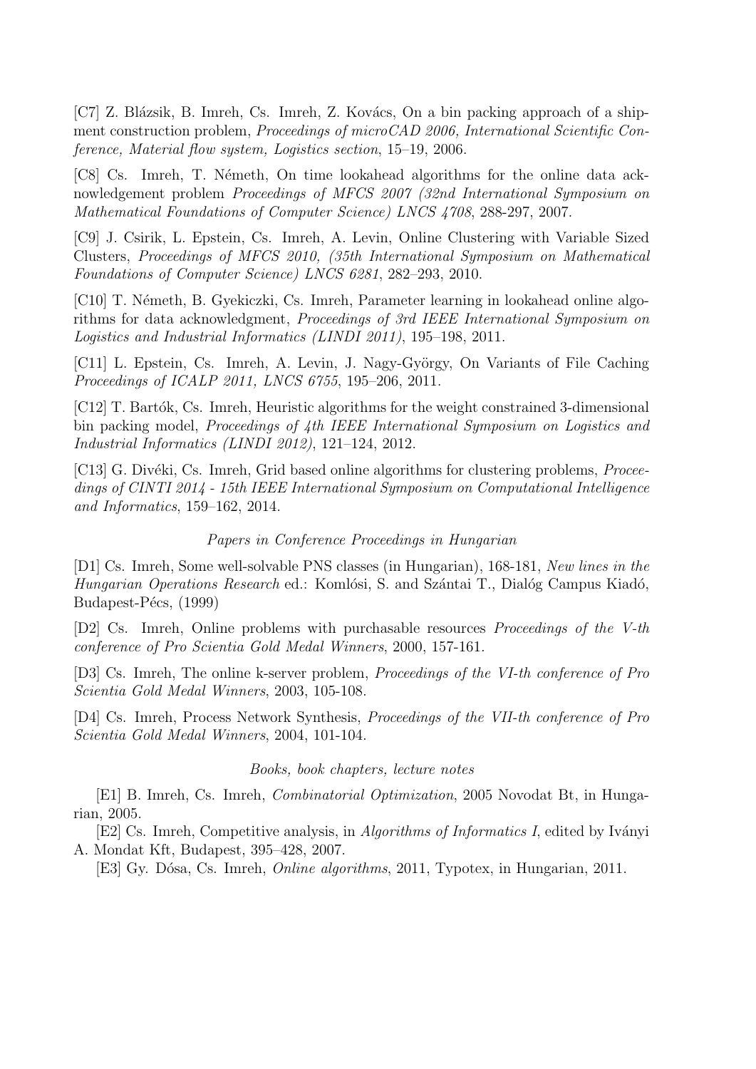[C7] Z. Blázsik, B. Imreh, Cs. Imreh, Z. Kovács, On a bin packing approach of a shipment construction problem, *Proceedings of microCAD 2006, International Scientific Conference, Material flow system, Logistics section*, 15–19, 2006.

[C8] Cs. Imreh, T. Németh, On time lookahead algorithms for the online data acknowledgement problem *Proceedings of MFCS 2007 (32nd International Symposium on Mathematical Foundations of Computer Science) LNCS 4708*, 288-297, 2007.

[C9] J. Csirik, L. Epstein, Cs. Imreh, A. Levin, Online Clustering with Variable Sized Clusters, *Proceedings of MFCS 2010, (35th International Symposium on Mathematical Foundations of Computer Science) LNCS 6281*, 282–293, 2010.

[C10] T. Németh, B. Gyekiczki, Cs. Imreh, Parameter learning in lookahead online algorithms for data acknowledgment, *Proceedings of 3rd IEEE International Symposium on Logistics and Industrial Informatics (LINDI 2011)*, 195–198, 2011.

[C11] L. Epstein, Cs. Imreh, A. Levin, J. Nagy-György, On Variants of File Caching *Proceedings of ICALP 2011, LNCS 6755*, 195–206, 2011.

[C12] T. Bartók, Cs. Imreh, Heuristic algorithms for the weight constrained 3-dimensional bin packing model, *Proceedings of 4th IEEE International Symposium on Logistics and Industrial Informatics (LINDI 2012)*, 121–124, 2012.

[C13] G. Divéki, Cs. Imreh, Grid based online algorithms for clustering problems, *Proceedings of CINTI 2014 - 15th IEEE International Symposium on Computational Intelligence and Informatics*, 159–162, 2014.

*Papers in Conference Proceedings in Hungarian*

[D1] Cs. Imreh, Some well-solvable PNS classes (in Hungarian), 168-181, *New lines in the Hungarian Operations Research* ed.: Komlósi, S. and Szántai T., Dialóg Campus Kiadó, Budapest-Pécs, (1999)

[D2] Cs. Imreh, Online problems with purchasable resources *Proceedings of the V-th conference of Pro Scientia Gold Medal Winners*, 2000, 157-161.

[D3] Cs. Imreh, The online k-server problem, *Proceedings of the VI-th conference of Pro Scientia Gold Medal Winners*, 2003, 105-108.

[D4] Cs. Imreh, Process Network Synthesis, *Proceedings of the VII-th conference of Pro Scientia Gold Medal Winners*, 2004, 101-104.

*Books, book chapters, lecture notes*

[E1] B. Imreh, Cs. Imreh, *Combinatorial Optimization*, 2005 Novodat Bt, in Hungarian, 2005.

[E2] Cs. Imreh, Competitive analysis, in *Algorithms of Informatics I*, edited by Iványi A. Mondat Kft, Budapest, 395–428, 2007.

[E3] Gy. Dósa, Cs. Imreh, *Online algorithms*, 2011, Typotex, in Hungarian, 2011.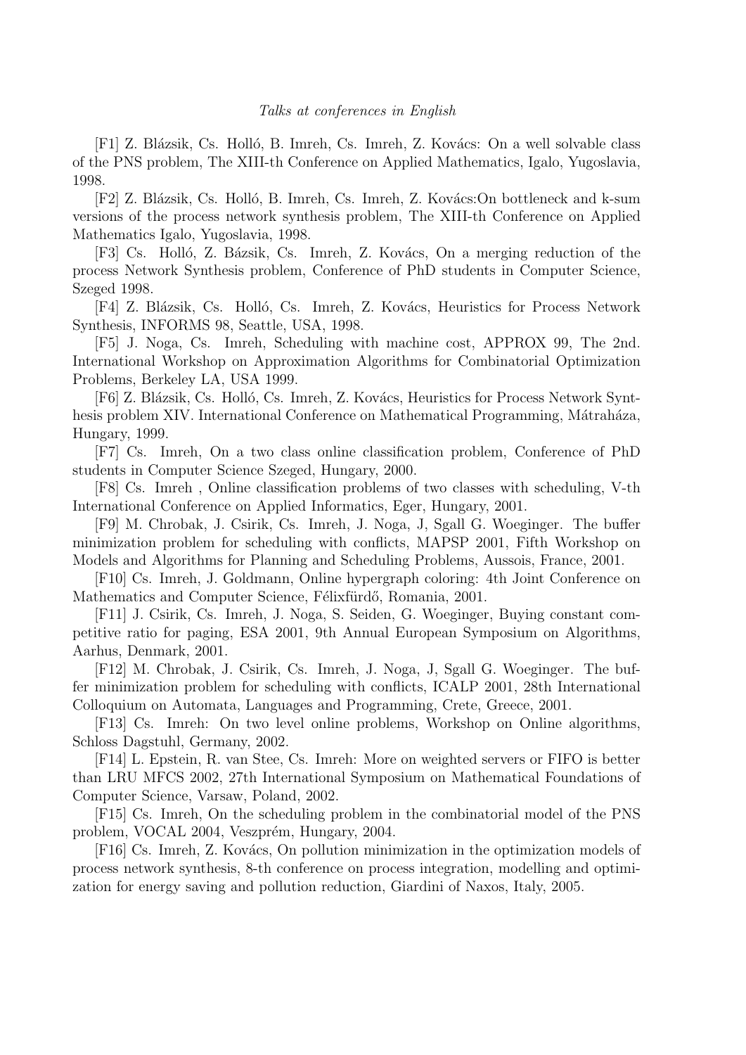*Talks at conferences in English*

[F1] Z. Blázsik, Cs. Holló, B. Imreh, Cs. Imreh, Z. Kovács: On a well solvable class of the PNS problem, The XIII-th Conference on Applied Mathematics, Igalo, Yugoslavia, 1998.

[F2] Z. Blázsik, Cs. Holló, B. Imreh, Cs. Imreh, Z. Kovács:On bottleneck and k-sum versions of the process network synthesis problem, The XIII-th Conference on Applied Mathematics Igalo, Yugoslavia, 1998.

[F3] Cs. Holló, Z. Bázsik, Cs. Imreh, Z. Kovács, On a merging reduction of the process Network Synthesis problem, Conference of PhD students in Computer Science, Szeged 1998.

[F4] Z. Blázsik, Cs. Holló, Cs. Imreh, Z. Kovács, Heuristics for Process Network Synthesis, INFORMS 98, Seattle, USA, 1998.

[F5] J. Noga, Cs. Imreh, Scheduling with machine cost, APPROX 99, The 2nd. International Workshop on Approximation Algorithms for Combinatorial Optimization Problems, Berkeley LA, USA 1999.

[F6] Z. Blázsik, Cs. Holló, Cs. Imreh, Z. Kovács, Heuristics for Process Network Synthesis problem XIV. International Conference on Mathematical Programming, Mátraháza, Hungary, 1999.

[F7] Cs. Imreh, On a two class online classification problem, Conference of PhD students in Computer Science Szeged, Hungary, 2000.

[F8] Cs. Imreh , Online classification problems of two classes with scheduling, V-th International Conference on Applied Informatics, Eger, Hungary, 2001.

[F9] M. Chrobak, J. Csirik, Cs. Imreh, J. Noga, J, Sgall G. Woeginger. The buffer minimization problem for scheduling with conflicts, MAPSP 2001, Fifth Workshop on Models and Algorithms for Planning and Scheduling Problems, Aussois, France, 2001.

[F10] Cs. Imreh, J. Goldmann, Online hypergraph coloring: 4th Joint Conference on Mathematics and Computer Science, Félixfürdő, Romania, 2001.

[F11] J. Csirik, Cs. Imreh, J. Noga, S. Seiden, G. Woeginger, Buying constant competitive ratio for paging, ESA 2001, 9th Annual European Symposium on Algorithms, Aarhus, Denmark, 2001.

[F12] M. Chrobak, J. Csirik, Cs. Imreh, J. Noga, J, Sgall G. Woeginger. The buffer minimization problem for scheduling with conflicts, ICALP 2001, 28th International Colloquium on Automata, Languages and Programming, Crete, Greece, 2001.

[F13] Cs. Imreh: On two level online problems, Workshop on Online algorithms, Schloss Dagstuhl, Germany, 2002.

[F14] L. Epstein, R. van Stee, Cs. Imreh: More on weighted servers or FIFO is better than LRU MFCS 2002, 27th International Symposium on Mathematical Foundations of Computer Science, Varsaw, Poland, 2002.

[F15] Cs. Imreh, On the scheduling problem in the combinatorial model of the PNS problem, VOCAL 2004, Veszprém, Hungary, 2004.

[F16] Cs. Imreh, Z. Kovács, On pollution minimization in the optimization models of process network synthesis, 8-th conference on process integration, modelling and optimization for energy saving and pollution reduction, Giardini of Naxos, Italy, 2005.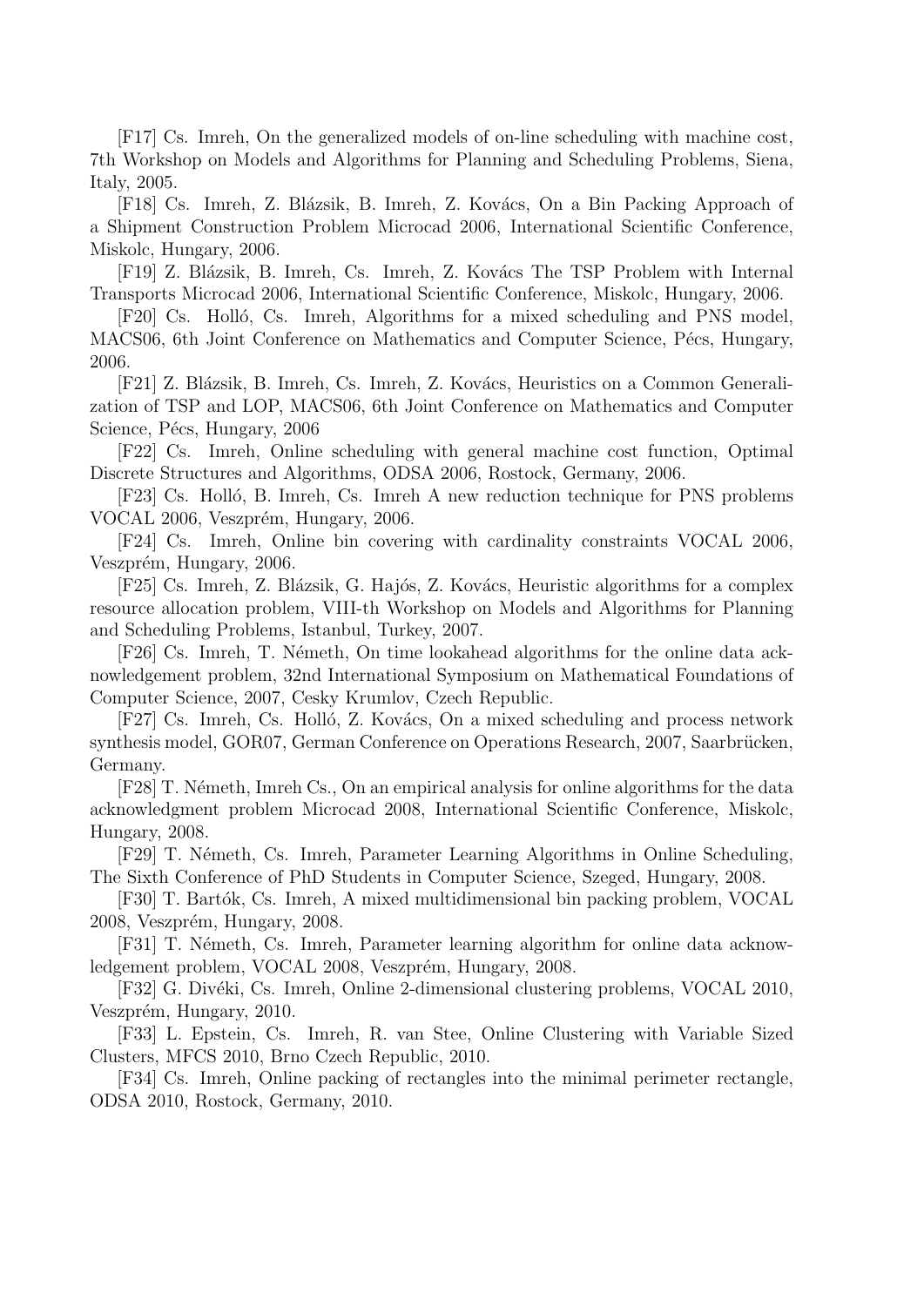[F17] Cs. Imreh, On the generalized models of on-line scheduling with machine cost, 7th Workshop on Models and Algorithms for Planning and Scheduling Problems, Siena, Italy, 2005.

[F18] Cs. Imreh, Z. Blázsik, B. Imreh, Z. Kovács, On a Bin Packing Approach of a Shipment Construction Problem Microcad 2006, International Scientific Conference, Miskolc, Hungary, 2006.

[F19] Z. Blázsik, B. Imreh, Cs. Imreh, Z. Kovács The TSP Problem with Internal Transports Microcad 2006, International Scientific Conference, Miskolc, Hungary, 2006.

[F20] Cs. Holló, Cs. Imreh, Algorithms for a mixed scheduling and PNS model, MACS06, 6th Joint Conference on Mathematics and Computer Science, Pécs, Hungary, 2006.

[F21] Z. Blázsik, B. Imreh, Cs. Imreh, Z. Kovács, Heuristics on a Common Generalization of TSP and LOP, MACS06, 6th Joint Conference on Mathematics and Computer Science, Pécs, Hungary, 2006

[F22] Cs. Imreh, Online scheduling with general machine cost function, Optimal Discrete Structures and Algorithms, ODSA 2006, Rostock, Germany, 2006.

[F23] Cs. Holló, B. Imreh, Cs. Imreh A new reduction technique for PNS problems VOCAL 2006, Veszprém, Hungary, 2006.

[F24] Cs. Imreh, Online bin covering with cardinality constraints VOCAL 2006, Veszprém, Hungary, 2006.

[F25] Cs. Imreh, Z. Blázsik, G. Hajós, Z. Kovács, Heuristic algorithms for a complex resource allocation problem, VIII-th Workshop on Models and Algorithms for Planning and Scheduling Problems, Istanbul, Turkey, 2007.

[F26] Cs. Imreh, T. Németh, On time lookahead algorithms for the online data acknowledgement problem, 32nd International Symposium on Mathematical Foundations of Computer Science, 2007, Cesky Krumlov, Czech Republic.

[F27] Cs. Imreh, Cs. Holló, Z. Kovács, On a mixed scheduling and process network synthesis model, GOR07, German Conference on Operations Research, 2007, Saarbrücken, Germany.

[F28] T. Németh, Imreh Cs., On an empirical analysis for online algorithms for the data acknowledgment problem Microcad 2008, International Scientific Conference, Miskolc, Hungary, 2008.

[F29] T. Németh, Cs. Imreh, Parameter Learning Algorithms in Online Scheduling, The Sixth Conference of PhD Students in Computer Science, Szeged, Hungary, 2008.

[F30] T. Bartók, Cs. Imreh, A mixed multidimensional bin packing problem, VOCAL 2008, Veszprém, Hungary, 2008.

[F31] T. Németh, Cs. Imreh, Parameter learning algorithm for online data acknowledgement problem, VOCAL 2008, Veszprém, Hungary, 2008.

[F32] G. Divéki, Cs. Imreh, Online 2-dimensional clustering problems, VOCAL 2010, Veszprém, Hungary, 2010.

[F33] L. Epstein, Cs. Imreh, R. van Stee, Online Clustering with Variable Sized Clusters, MFCS 2010, Brno Czech Republic, 2010.

[F34] Cs. Imreh, Online packing of rectangles into the minimal perimeter rectangle, ODSA 2010, Rostock, Germany, 2010.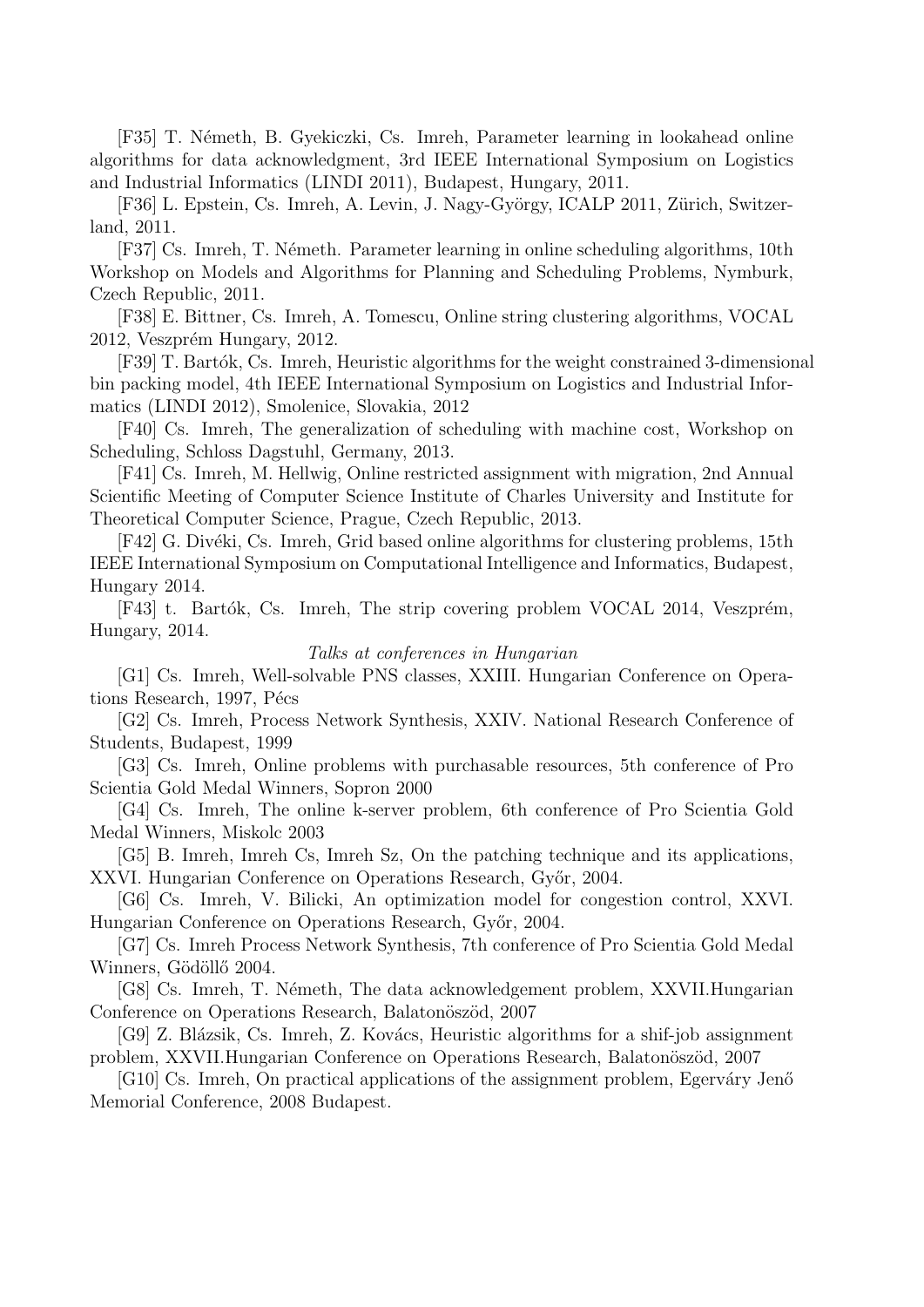[F35] T. Németh, B. Gyekiczki, Cs. Imreh, Parameter learning in lookahead online algorithms for data acknowledgment, 3rd IEEE International Symposium on Logistics and Industrial Informatics (LINDI 2011), Budapest, Hungary, 2011.

[F36] L. Epstein, Cs. Imreh, A. Levin, J. Nagy-György, ICALP 2011, Zürich, Switzerland, 2011.

[F37] Cs. Imreh, T. Németh. Parameter learning in online scheduling algorithms, 10th Workshop on Models and Algorithms for Planning and Scheduling Problems, Nymburk, Czech Republic, 2011.

[F38] E. Bittner, Cs. Imreh, A. Tomescu, Online string clustering algorithms, VOCAL 2012, Veszprém Hungary, 2012.

[F39] T. Bartók, Cs. Imreh, Heuristic algorithms for the weight constrained 3-dimensional bin packing model, 4th IEEE International Symposium on Logistics and Industrial Informatics (LINDI 2012), Smolenice, Slovakia, 2012

[F40] Cs. Imreh, The generalization of scheduling with machine cost, Workshop on Scheduling, Schloss Dagstuhl, Germany, 2013.

[F41] Cs. Imreh, M. Hellwig, Online restricted assignment with migration, 2nd Annual Scientific Meeting of Computer Science Institute of Charles University and Institute for Theoretical Computer Science, Prague, Czech Republic, 2013.

[F42] G. Divéki, Cs. Imreh, Grid based online algorithms for clustering problems, 15th IEEE International Symposium on Computational Intelligence and Informatics, Budapest, Hungary 2014.

[F43] t. Bartók, Cs. Imreh, The strip covering problem VOCAL 2014, Veszprém, Hungary, 2014.

*Talks at conferences in Hungarian*

[G1] Cs. Imreh, Well-solvable PNS classes, XXIII. Hungarian Conference on Operations Research, 1997, Pécs

[G2] Cs. Imreh, Process Network Synthesis, XXIV. National Research Conference of Students, Budapest, 1999

[G3] Cs. Imreh, Online problems with purchasable resources, 5th conference of Pro Scientia Gold Medal Winners, Sopron 2000

[G4] Cs. Imreh, The online k-server problem, 6th conference of Pro Scientia Gold Medal Winners, Miskolc 2003

[G5] B. Imreh, Imreh Cs, Imreh Sz, On the patching technique and its applications, XXVI. Hungarian Conference on Operations Research, Győr, 2004.

[G6] Cs. Imreh, V. Bilicki, An optimization model for congestion control, XXVI. Hungarian Conference on Operations Research, Győr, 2004.

[G7] Cs. Imreh Process Network Synthesis, 7th conference of Pro Scientia Gold Medal Winners, Gödöllő 2004.

[G8] Cs. Imreh, T. Németh, The data acknowledgement problem, XXVII.Hungarian Conference on Operations Research, Balatonöszöd, 2007

[G9] Z. Blázsik, Cs. Imreh, Z. Kovács, Heuristic algorithms for a shif-job assignment problem, XXVII.Hungarian Conference on Operations Research, Balatonöszöd, 2007

[G10] Cs. Imreh, On practical applications of the assignment problem, Egerváry Jenő Memorial Conference, 2008 Budapest.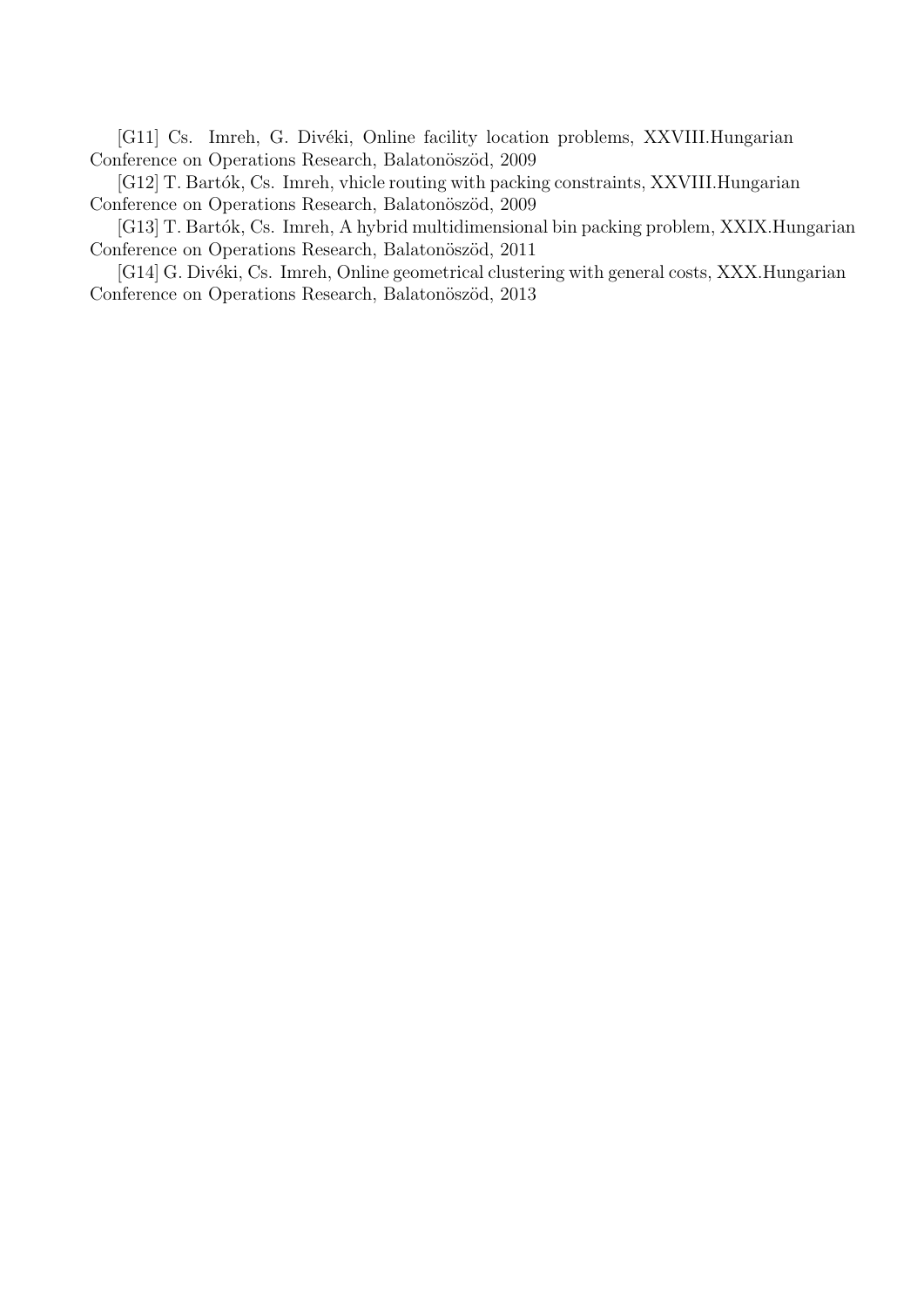[G11] Cs. Imreh, G. Divéki, Online facility location problems, XXVIII.Hungarian Conference on Operations Research, Balatonöszöd, 2009

[G12] T. Bartók, Cs. Imreh, vhicle routing with packing constraints, XXVIII.Hungarian Conference on Operations Research, Balatonöszöd, 2009

[G13] T. Bartók, Cs. Imreh, A hybrid multidimensional bin packing problem, XXIX.Hungarian Conference on Operations Research, Balatonöszöd, 2011

[G14] G. Divéki, Cs. Imreh, Online geometrical clustering with general costs, XXX.Hungarian Conference on Operations Research, Balatonöszöd, 2013